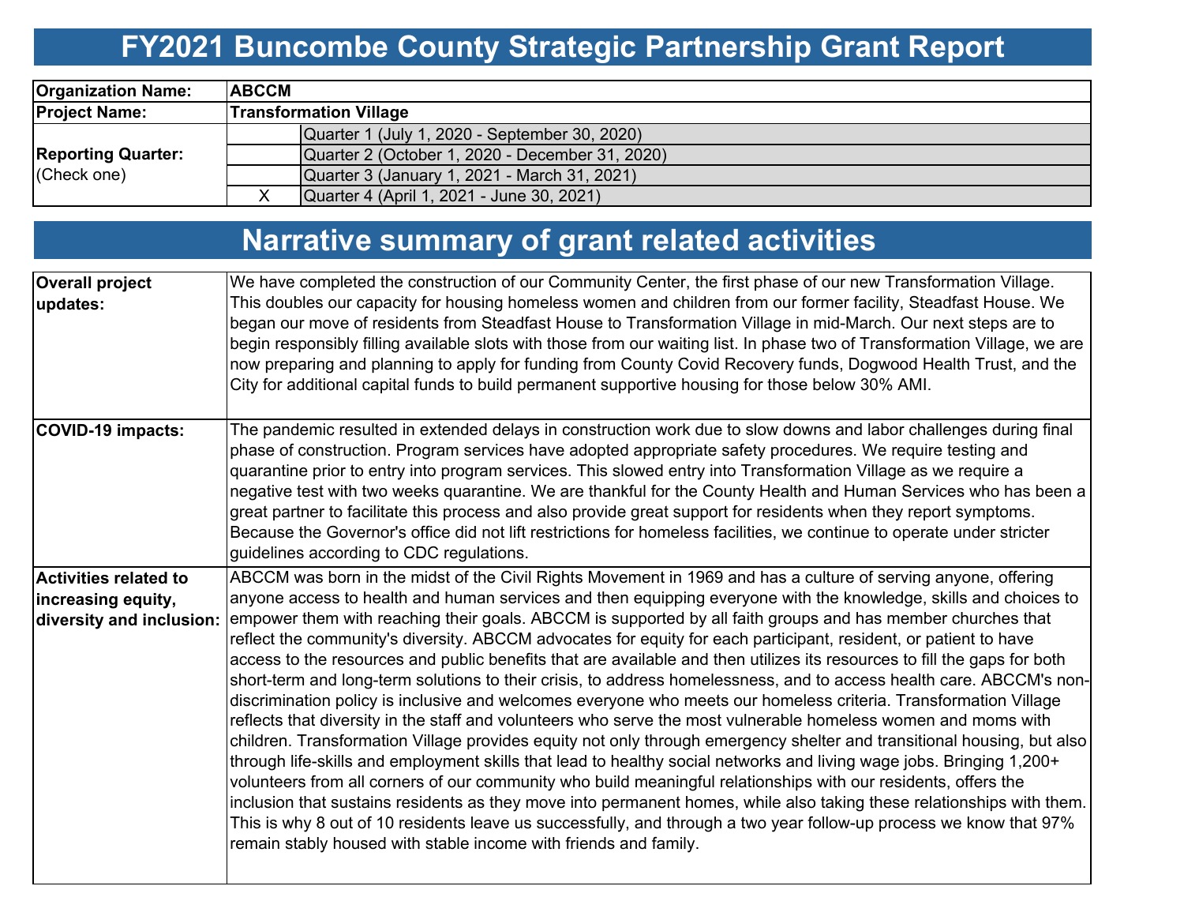# FY2021 Buncombe County Strategic Partnership Grant Report

| | | |
|---|---|---|
| **Organization Name:** | **ABCCM** | |
| **Project Name:** | **Transformation Village** | |
| **Reporting Quarter:** (Check one) | | Quarter 1 (July 1, 2020 - September 30, 2020) |
| | | Quarter 2 (October 1, 2020 - December 31, 2020) |
| | | Quarter 3 (January 1, 2021 - March 31, 2021) |
| | X | Quarter 4 (April 1, 2021 - June 30, 2021) |

# Narrative summary of grant related activities

| | |
|---|---|
| **Overall project updates:** | We have completed the construction of our Community Center, the first phase of our new Transformation Village. This doubles our capacity for housing homeless women and children from our former facility, Steadfast House. We began our move of residents from Steadfast House to Transformation Village in mid-March. Our next steps are to begin responsibly filling available slots with those from our waiting list. In phase two of Transformation Village, we are now preparing and planning to apply for funding from County Covid Recovery funds, Dogwood Health Trust, and the City for additional capital funds to build permanent supportive housing for those below 30% AMI. |
| **COVID-19 impacts:** | The pandemic resulted in extended delays in construction work due to slow downs and labor challenges during final phase of construction. Program services have adopted appropriate safety procedures. We require testing and quarantine prior to entry into program services. This slowed entry into Transformation Village as we require a negative test with two weeks quarantine. We are thankful for the County Health and Human Services who has been a great partner to facilitate this process and also provide great support for residents when they report symptoms. Because the Governor's office did not lift restrictions for homeless facilities, we continue to operate under stricter guidelines according to CDC regulations. |
| **Activities related to increasing equity, diversity and inclusion:** | ABCCM was born in the midst of the Civil Rights Movement in 1969 and has a culture of serving anyone, offering anyone access to health and human services and then equipping everyone with the knowledge, skills and choices to empower them with reaching their goals. ABCCM is supported by all faith groups and has member churches that reflect the community's diversity. ABCCM advocates for equity for each participant, resident, or patient to have access to the resources and public benefits that are available and then utilizes its resources to fill the gaps for both short-term and long-term solutions to their crisis, to address homelessness, and to access health care. ABCCM's non-discrimination policy is inclusive and welcomes everyone who meets our homeless criteria. Transformation Village reflects that diversity in the staff and volunteers who serve the most vulnerable homeless women and moms with children. Transformation Village provides equity not only through emergency shelter and transitional housing, but also through life-skills and employment skills that lead to healthy social networks and living wage jobs. Bringing 1,200+ volunteers from all corners of our community who build meaningful relationships with our residents, offers the inclusion that sustains residents as they move into permanent homes, while also taking these relationships with them. This is why 8 out of 10 residents leave us successfully, and through a two year follow-up process we know that 97% remain stably housed with stable income with friends and family. |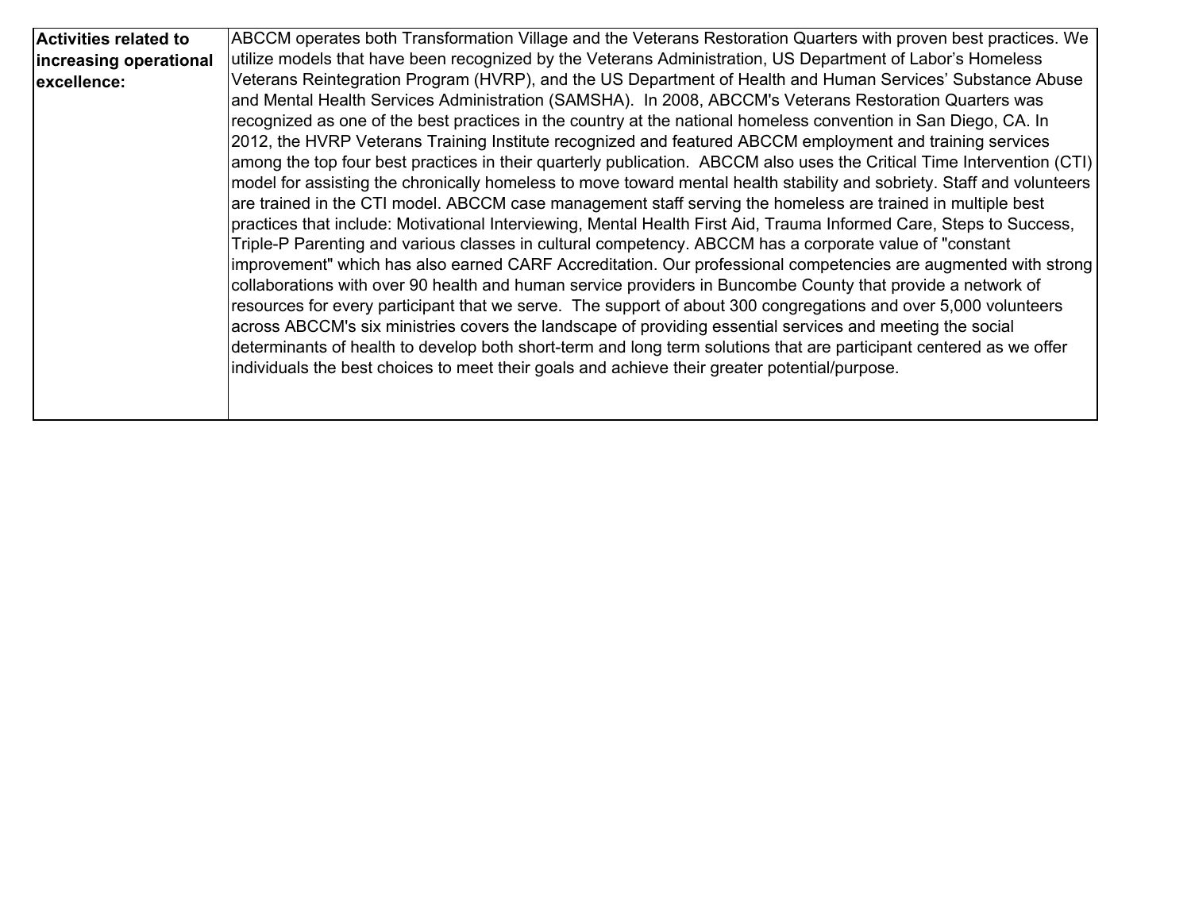| Activities related to increasing operational excellence: | ABCCM operates both Transformation Village and the Veterans Restoration Quarters with proven best practices. We utilize models that have been recognized by the Veterans Administration, US Department of Labor’s Homeless Veterans Reintegration Program (HVRP), and the US Department of Health and Human Services’ Substance Abuse and Mental Health Services Administration (SAMSHA). In 2008, ABCCM's Veterans Restoration Quarters was recognized as one of the best practices in the country at the national homeless convention in San Diego, CA. In 2012, the HVRP Veterans Training Institute recognized and featured ABCCM employment and training services among the top four best practices in their quarterly publication. ABCCM also uses the Critical Time Intervention (CTI) model for assisting the chronically homeless to move toward mental health stability and sobriety. Staff and volunteers are trained in the CTI model. ABCCM case management staff serving the homeless are trained in multiple best practices that include: Motivational Interviewing, Mental Health First Aid, Trauma Informed Care, Steps to Success, Triple-P Parenting and various classes in cultural competency. ABCCM has a corporate value of "constant improvement" which has also earned CARF Accreditation. Our professional competencies are augmented with strong collaborations with over 90 health and human service providers in Buncombe County that provide a network of resources for every participant that we serve. The support of about 300 congregations and over 5,000 volunteers across ABCCM's six ministries covers the landscape of providing essential services and meeting the social determinants of health to develop both short-term and long term solutions that are participant centered as we offer individuals the best choices to meet their goals and achieve their greater potential/purpose. |
|---|---|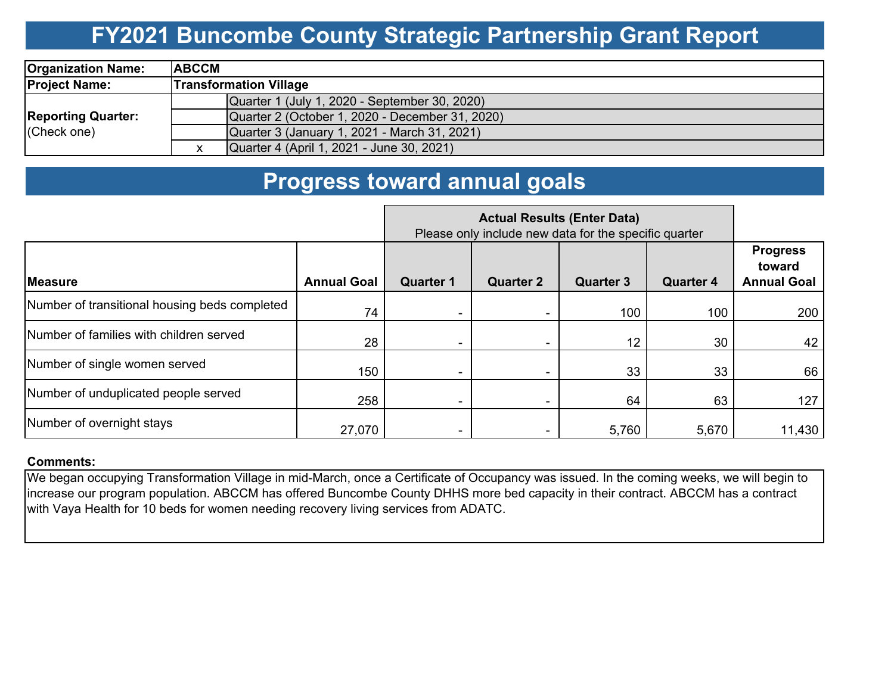# FY2021 Buncombe County Strategic Partnership Grant Report

| | | |
|---|---|---|
| **Organization Name:** | **ABCCM** | |
| **Project Name:** | **Transformation Village** | |
| **Reporting Quarter:** (Check one) | | Quarter 1 (July 1, 2020 - September 30, 2020) |
| | | Quarter 2 (October 1, 2020 - December 31, 2020) |
| | | Quarter 3 (January 1, 2021 - March 31, 2021) |
| | x | Quarter 4 (April 1, 2021 - June 30, 2021) |

# Progress toward annual goals

| | | Actual Results (Enter Data) Please only include new data for the specific quarter | | | | |
|---|---|---|---|---|---|---|
| **Measure** | **Annual Goal** | **Quarter 1** | **Quarter 2** | **Quarter 3** | **Quarter 4** | **Progress toward Annual Goal** |
| Number of transitional housing beds completed | 74 | - | - | 100 | 100 | 200 |
| Number of families with children served | 28 | - | - | 12 | 30 | 42 |
| Number of single women served | 150 | - | - | 33 | 33 | 66 |
| Number of unduplicated people served | 258 | - | - | 64 | 63 | 127 |
| Number of overnight stays | 27,070 | - | - | 5,760 | 5,670 | 11,430 |

**Comments:**

We began occupying Transformation Village in mid-March, once a Certificate of Occupancy was issued. In the coming weeks, we will begin to increase our program population. ABCCM has offered Buncombe County DHHS more bed capacity in their contract. ABCCM has a contract with Vaya Health for 10 beds for women needing recovery living services from ADATC.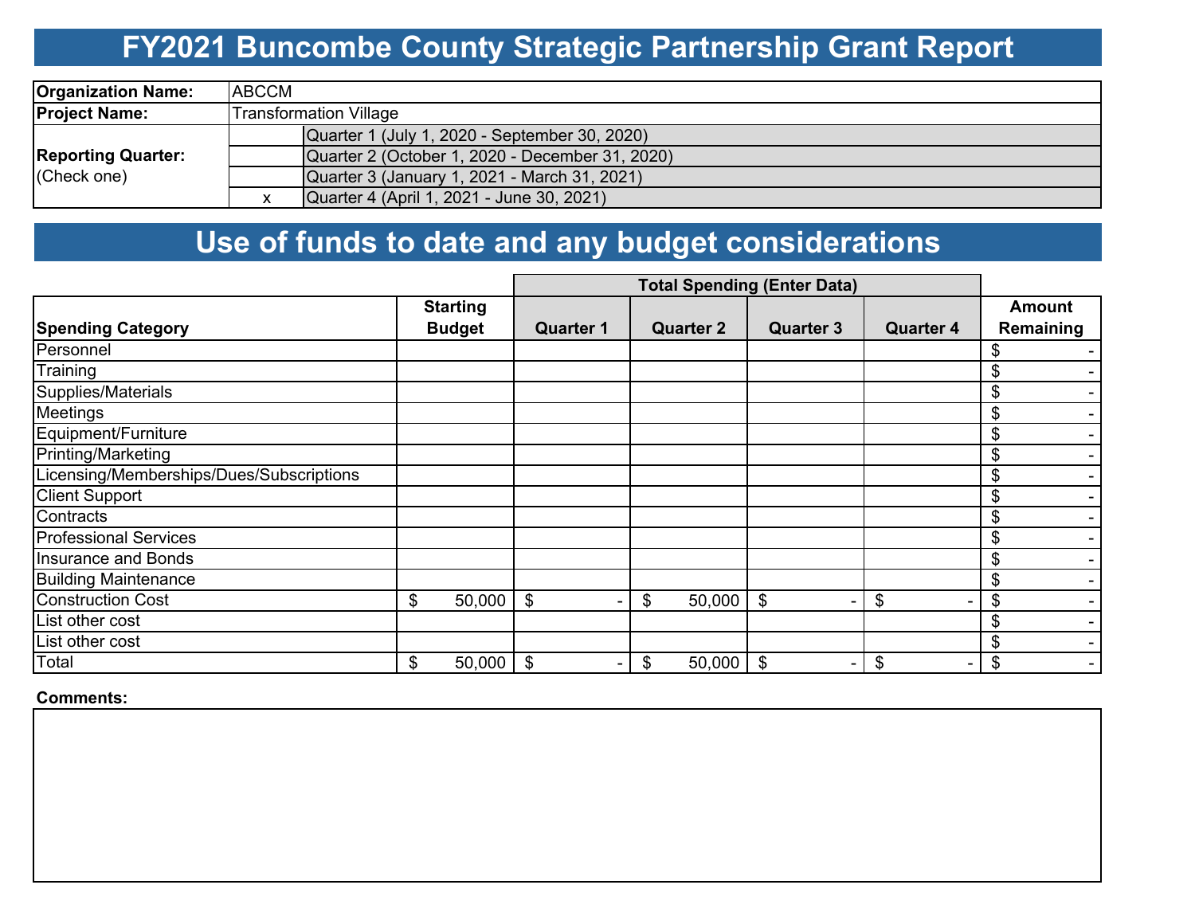# FY2021 Buncombe County Strategic Partnership Grant Report

| | | |
|---|---|---|
| **Organization Name:** | ABCCM | |
| **Project Name:** | Transformation Village | |
| **Reporting Quarter:** (Check one) | | Quarter 1 (July 1, 2020 - September 30, 2020) |
| | | Quarter 2 (October 1, 2020 - December 31, 2020) |
| | | Quarter 3 (January 1, 2021 - March 31, 2021) |
| | x | Quarter 4 (April 1, 2021 - June 30, 2021) |

# Use of funds to date and any budget considerations

| | | Total Spending (Enter Data) | | | | |
|---|---|---|---|---|---|---|
| **Spending Category** | **Starting Budget** | **Quarter 1** | **Quarter 2** | **Quarter 3** | **Quarter 4** | **Amount Remaining** |
| Personnel | | | | | | $ - |
| Training | | | | | | $ - |
| Supplies/Materials | | | | | | $ - |
| Meetings | | | | | | $ - |
| Equipment/Furniture | | | | | | $ - |
| Printing/Marketing | | | | | | $ - |
| Licensing/Memberships/Dues/Subscriptions | | | | | | $ - |
| Client Support | | | | | | $ - |
| Contracts | | | | | | $ - |
| Professional Services | | | | | | $ - |
| Insurance and Bonds | | | | | | $ - |
| Building Maintenance | | | | | | $ - |
| Construction Cost | $ 50,000 | $ - | $ 50,000 | $ - | $ - | $ - |
| List other cost | | | | | | $ - |
| List other cost | | | | | | $ - |
| Total | $ 50,000 | $ - | $ 50,000 | $ - | $ - | $ - |

**Comments:**